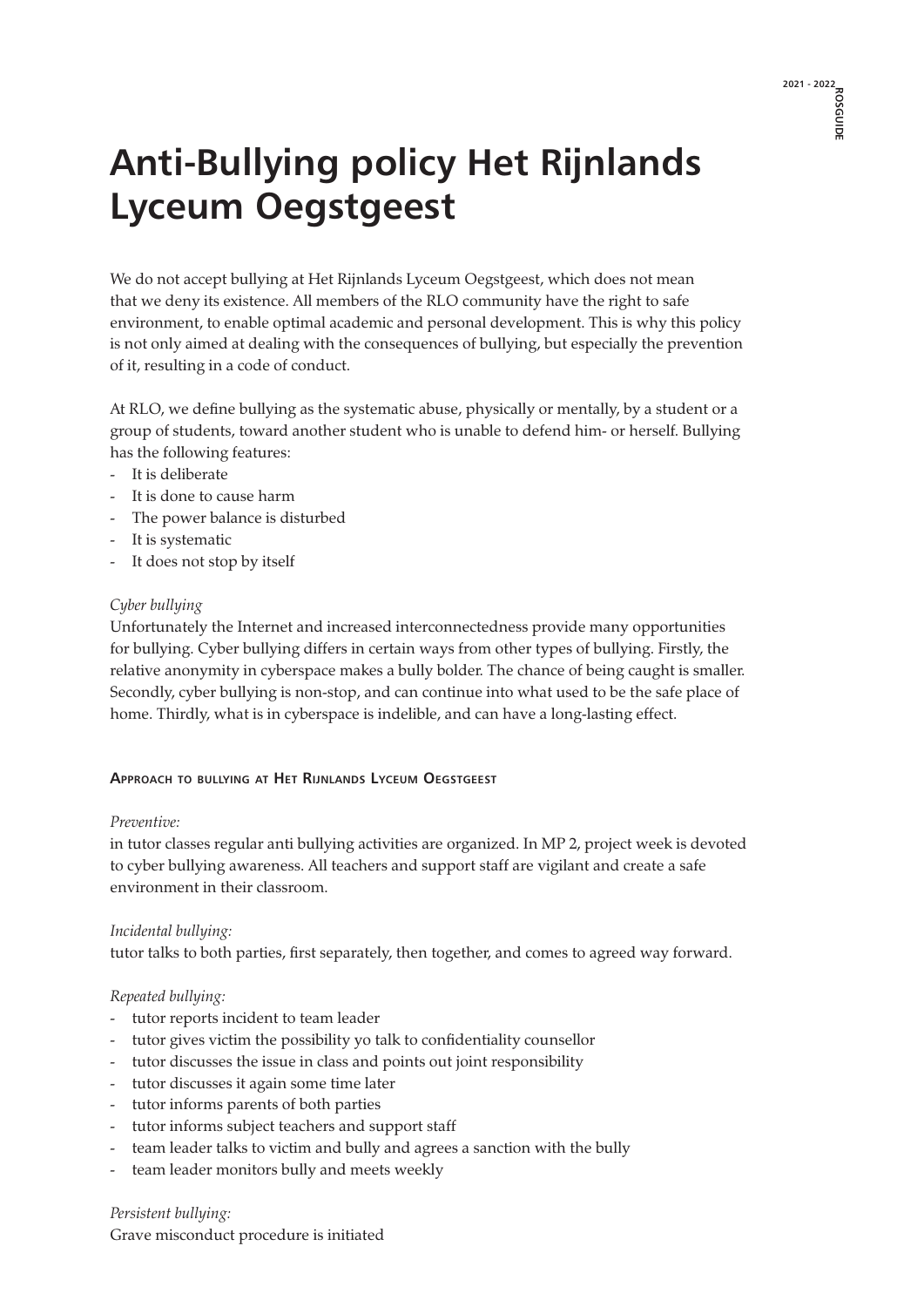# Anti-Bullying policy Het Rijnlands Lyceum Oegstgeest

We do not accept bullying at Het Rijnlands Lyceum Oegstgeest, which does not mean that we deny its existence. All members of the RLO community have the right to safe environment, to enable optimal academic and personal development. This is why this policy is not only aimed at dealing with the consequences of bullying, but especially the prevention of it, resulting in a code of conduct.

At RLO, we define bullying as the systematic abuse, physically or mentally, by a student or a group of students, toward another student who is unable to defend him- or herself. Bullying has the following features:

- It is deliberate
- It is done to cause harm
- The power balance is disturbed
- It is systematic
- It does not stop by itself

*Cyber bullying*

Unfortunately the Internet and increased interconnectedness provide many opportunities for bullying. Cyber bullying differs in certain ways from other types of bullying. Firstly, the relative anonymity in cyberspace makes a bully bolder. The chance of being caught is smaller. Secondly, cyber bullying is non-stop, and can continue into what used to be the safe place of home. Thirdly, what is in cyberspace is indelible, and can have a long-lasting effect.

#### Approach to bullying at Het Rijnlands Lyceum Oegstgeest

*Preventive:*

in tutor classes regular anti bullying activities are organized. In MP 2, project week is devoted to cyber bullying awareness. All teachers and support staff are vigilant and create a safe environment in their classroom.

*Incidental bullying:*

tutor talks to both parties, first separately, then together, and comes to agreed way forward.

*Repeated bullying:*

- tutor reports incident to team leader
- tutor gives victim the possibility yo talk to confidentiality counsellor
- tutor discusses the issue in class and points out joint responsibility
- tutor discusses it again some time later
- tutor informs parents of both parties
- tutor informs subject teachers and support staff
- team leader talks to victim and bully and agrees a sanction with the bully
- team leader monitors bully and meets weekly

*Persistent bullying:*

Grave misconduct procedure is initiated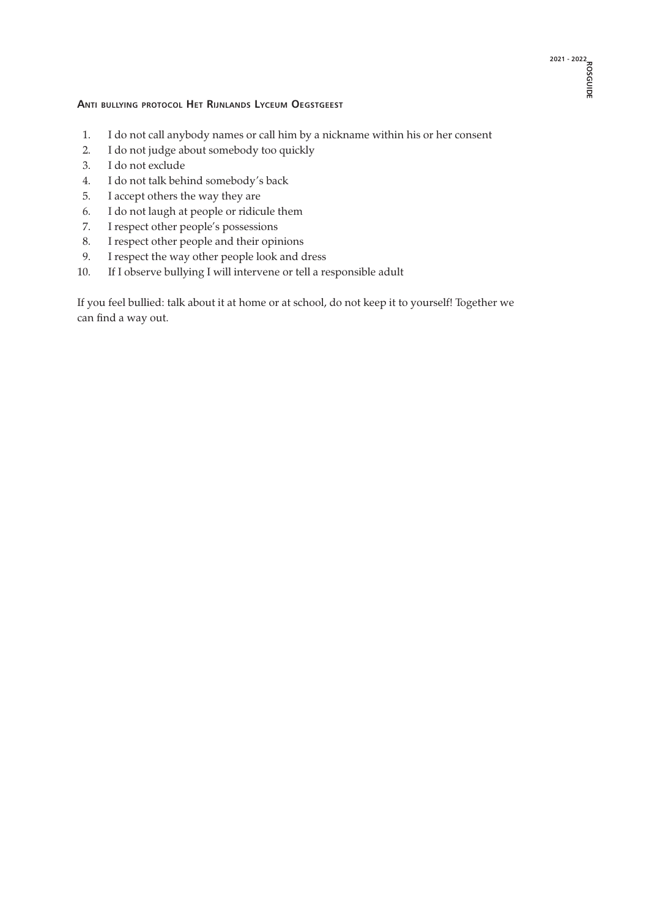**Anti bullying protocol Het Rijnlands Lyceum Oegstgeest**

1. I do not call anybody names or call him by a nickname within his or her consent
2. I do not judge about somebody too quickly
3. I do not exclude
4. I do not talk behind somebody's back
5. I accept others the way they are
6. I do not laugh at people or ridicule them
7. I respect other people's possessions
8. I respect other people and their opinions
9. I respect the way other people look and dress
10. If I observe bullying I will intervene or tell a responsible adult

If you feel bullied: talk about it at home or at school, do not keep it to yourself! Together we can find a way out.